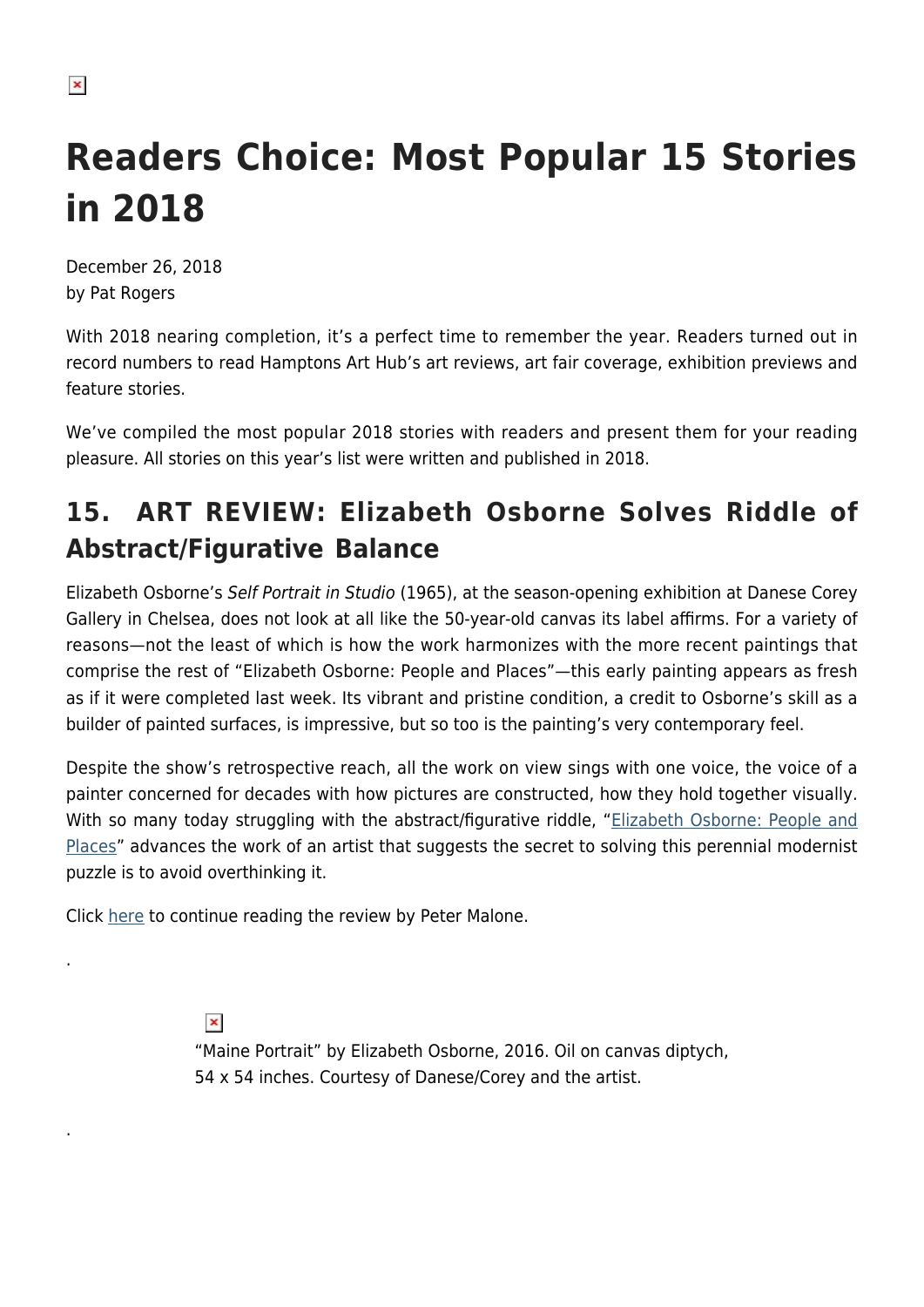# Readers Choice: Most Popular 15 Stories in 2018

December 26, 2018
by Pat Rogers

With 2018 nearing completion, it's a perfect time to remember the year. Readers turned out in record numbers to read Hamptons Art Hub's art reviews, art fair coverage, exhibition previews and feature stories.

We've compiled the most popular 2018 stories with readers and present them for your reading pleasure. All stories on this year's list were written and published in 2018.

## 15. ART REVIEW: Elizabeth Osborne Solves Riddle of Abstract/Figurative Balance

Elizabeth Osborne's *Self Portrait in Studio* (1965), at the season-opening exhibition at Danese Corey Gallery in Chelsea, does not look at all like the 50-year-old canvas its label affirms. For a variety of reasons—not the least of which is how the work harmonizes with the more recent paintings that comprise the rest of "Elizabeth Osborne: People and Places"—this early painting appears as fresh as if it were completed last week. Its vibrant and pristine condition, a credit to Osborne's skill as a builder of painted surfaces, is impressive, but so too is the painting's very contemporary feel.

Despite the show's retrospective reach, all the work on view sings with one voice, the voice of a painter concerned for decades with how pictures are constructed, how they hold together visually. With so many today struggling with the abstract/figurative riddle, "Elizabeth Osborne: People and Places" advances the work of an artist that suggests the secret to solving this perennial modernist puzzle is to avoid overthinking it.

Click here to continue reading the review by Peter Malone.

.

"Maine Portrait" by Elizabeth Osborne, 2016. Oil on canvas diptych, 54 x 54 inches. Courtesy of Danese/Corey and the artist.

.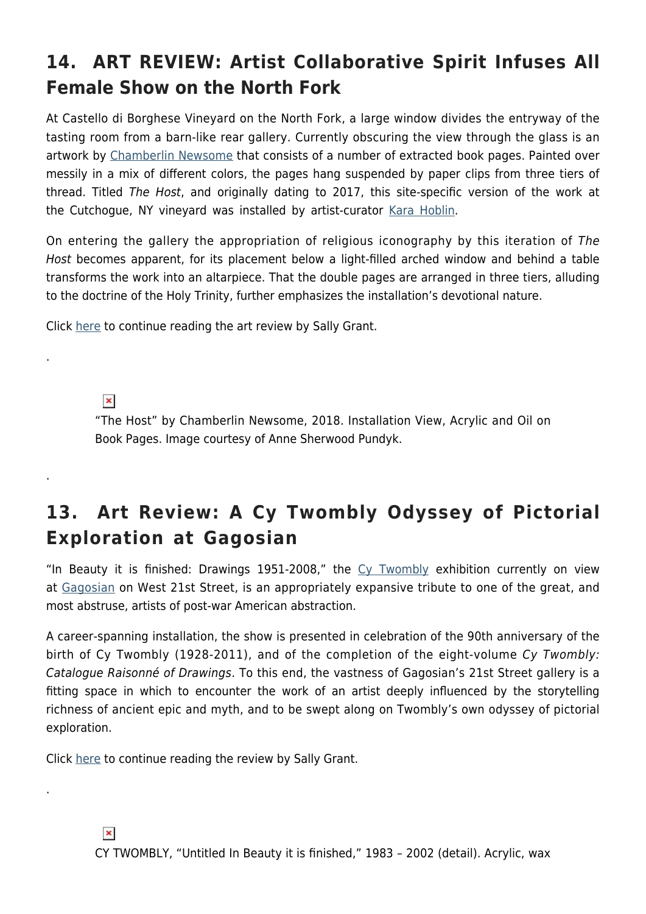## 14. ART REVIEW: Artist Collaborative Spirit Infuses All Female Show on the North Fork

At Castello di Borghese Vineyard on the North Fork, a large window divides the entryway of the tasting room from a barn-like rear gallery. Currently obscuring the view through the glass is an artwork by Chamberlin Newsome that consists of a number of extracted book pages. Painted over messily in a mix of different colors, the pages hang suspended by paper clips from three tiers of thread. Titled *The Host*, and originally dating to 2017, this site-specific version of the work at the Cutchogue, NY vineyard was installed by artist-curator Kara Hoblin.

On entering the gallery the appropriation of religious iconography by this iteration of *The Host* becomes apparent, for its placement below a light-filled arched window and behind a table transforms the work into an altarpiece. That the double pages are arranged in three tiers, alluding to the doctrine of the Holy Trinity, further emphasizes the installation's devotional nature.

Click here to continue reading the art review by Sally Grant.

.

"The Host" by Chamberlin Newsome, 2018. Installation View, Acrylic and Oil on Book Pages. Image courtesy of Anne Sherwood Pundyk.

.

## 13. Art Review: A Cy Twombly Odyssey of Pictorial Exploration at Gagosian

"In Beauty it is finished: Drawings 1951-2008," the Cy Twombly exhibition currently on view at Gagosian on West 21st Street, is an appropriately expansive tribute to one of the great, and most abstruse, artists of post-war American abstraction.

A career-spanning installation, the show is presented in celebration of the 90th anniversary of the birth of Cy Twombly (1928-2011), and of the completion of the eight-volume *Cy Twombly: Catalogue Raisonné of Drawings*. To this end, the vastness of Gagosian's 21st Street gallery is a fitting space in which to encounter the work of an artist deeply influenced by the storytelling richness of ancient epic and myth, and to be swept along on Twombly's own odyssey of pictorial exploration.

Click here to continue reading the review by Sally Grant.

.

CY TWOMBLY, "Untitled In Beauty it is finished," 1983 – 2002 (detail). Acrylic, wax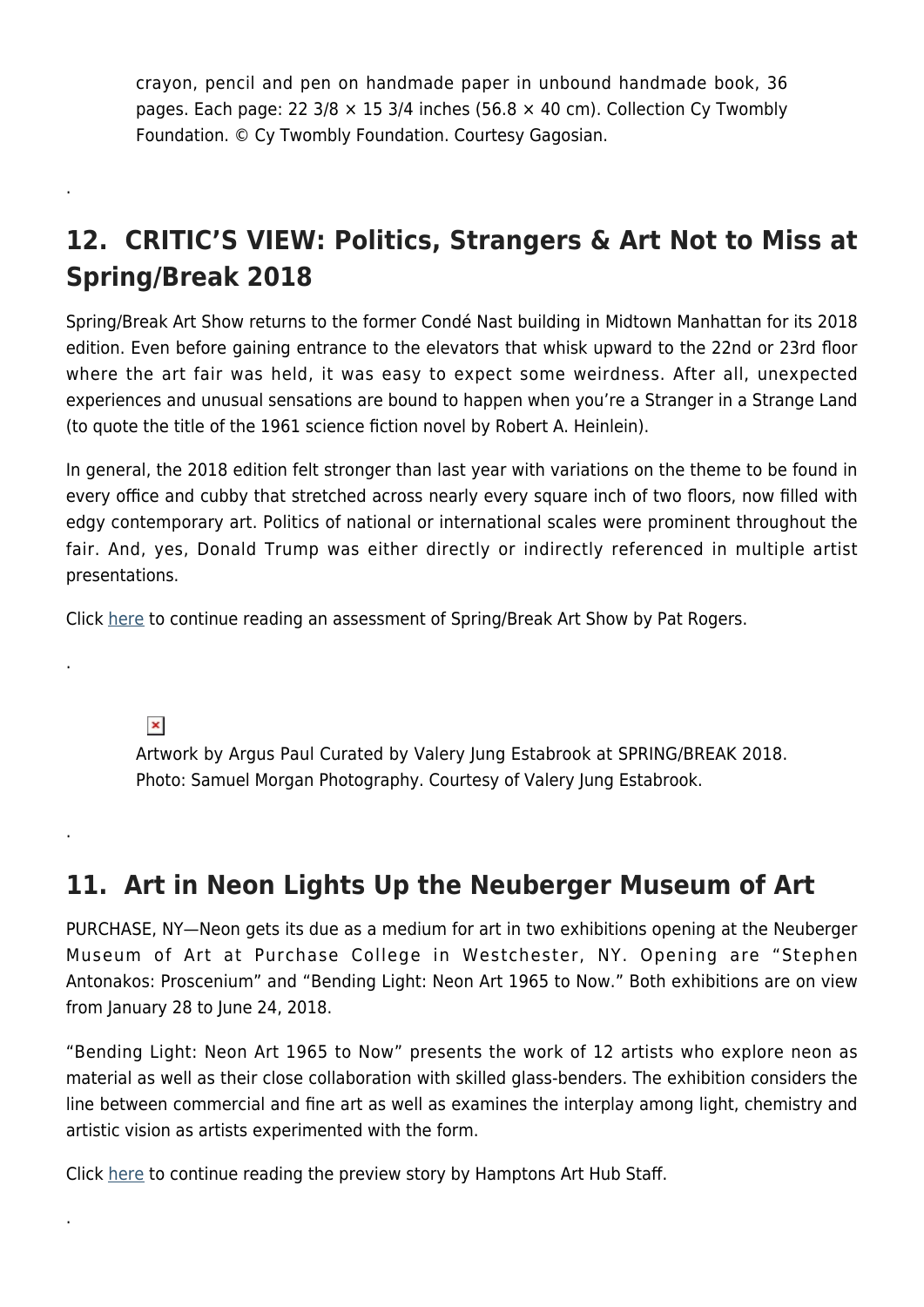crayon, pencil and pen on handmade paper in unbound handmade book, 36 pages. Each page: 22 3/8 × 15 3/4 inches (56.8 × 40 cm). Collection Cy Twombly Foundation. © Cy Twombly Foundation. Courtesy Gagosian.

.

## 12. CRITIC'S VIEW: Politics, Strangers & Art Not to Miss at Spring/Break 2018

Spring/Break Art Show returns to the former Condé Nast building in Midtown Manhattan for its 2018 edition. Even before gaining entrance to the elevators that whisk upward to the 22nd or 23rd floor where the art fair was held, it was easy to expect some weirdness. After all, unexpected experiences and unusual sensations are bound to happen when you're a Stranger in a Strange Land (to quote the title of the 1961 science fiction novel by Robert A. Heinlein).

In general, the 2018 edition felt stronger than last year with variations on the theme to be found in every office and cubby that stretched across nearly every square inch of two floors, now filled with edgy contemporary art. Politics of national or international scales were prominent throughout the fair. And, yes, Donald Trump was either directly or indirectly referenced in multiple artist presentations.

Click here to continue reading an assessment of Spring/Break Art Show by Pat Rogers.

.

Artwork by Argus Paul Curated by Valery Jung Estabrook at SPRING/BREAK 2018. Photo: Samuel Morgan Photography. Courtesy of Valery Jung Estabrook.

.

## 11. Art in Neon Lights Up the Neuberger Museum of Art

PURCHASE, NY—Neon gets its due as a medium for art in two exhibitions opening at the Neuberger Museum of Art at Purchase College in Westchester, NY. Opening are "Stephen Antonakos: Proscenium" and "Bending Light: Neon Art 1965 to Now." Both exhibitions are on view from January 28 to June 24, 2018.

"Bending Light: Neon Art 1965 to Now" presents the work of 12 artists who explore neon as material as well as their close collaboration with skilled glass-benders. The exhibition considers the line between commercial and fine art as well as examines the interplay among light, chemistry and artistic vision as artists experimented with the form.

Click here to continue reading the preview story by Hamptons Art Hub Staff.

.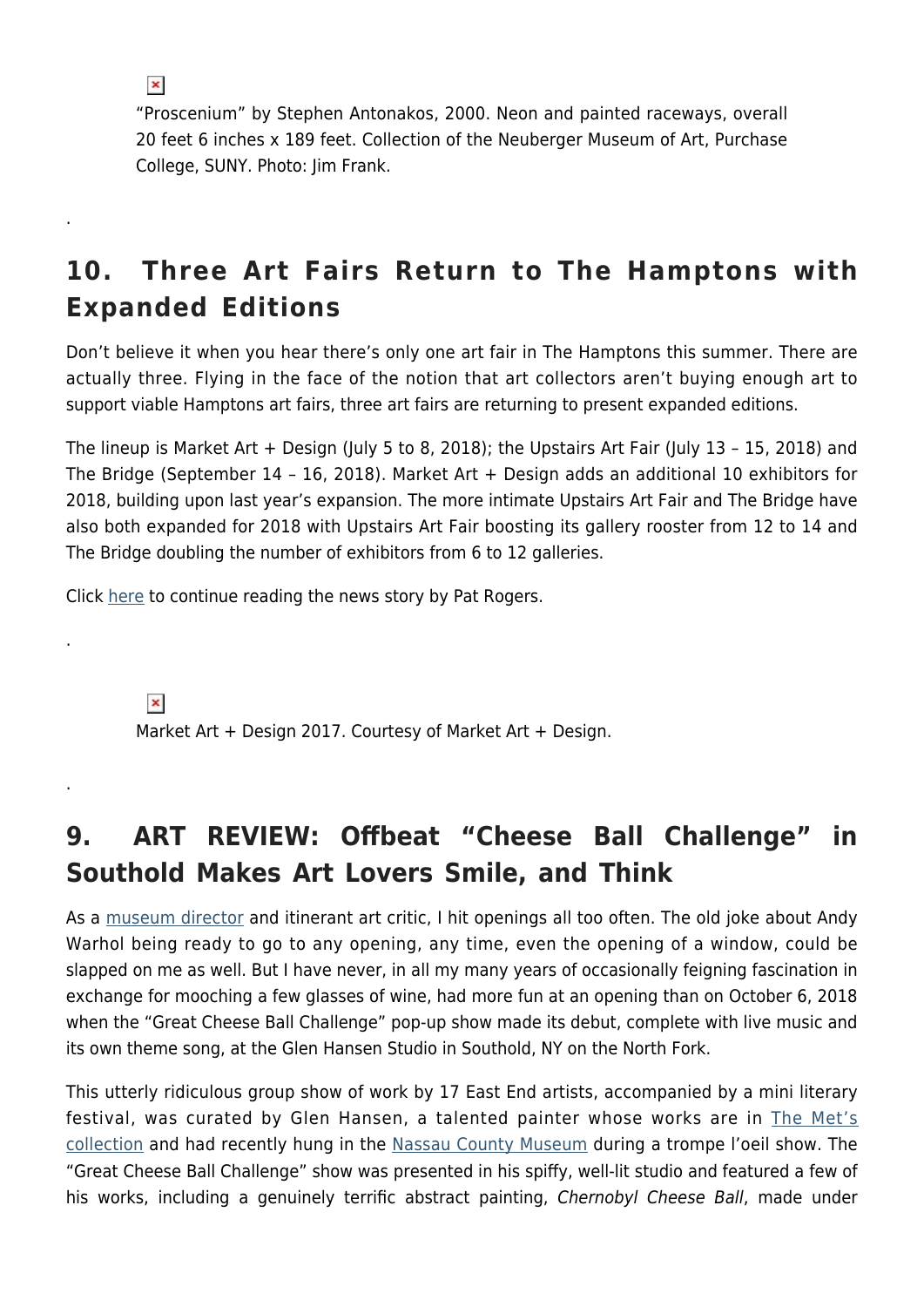"Proscenium" by Stephen Antonakos, 2000. Neon and painted raceways, overall 20 feet 6 inches x 189 feet. Collection of the Neuberger Museum of Art, Purchase College, SUNY. Photo: Jim Frank.

.

## 10. Three Art Fairs Return to The Hamptons with Expanded Editions

Don't believe it when you hear there's only one art fair in The Hamptons this summer. There are actually three. Flying in the face of the notion that art collectors aren't buying enough art to support viable Hamptons art fairs, three art fairs are returning to present expanded editions.

The lineup is Market Art + Design (July 5 to 8, 2018); the Upstairs Art Fair (July 13 – 15, 2018) and The Bridge (September 14 – 16, 2018). Market Art + Design adds an additional 10 exhibitors for 2018, building upon last year's expansion. The more intimate Upstairs Art Fair and The Bridge have also both expanded for 2018 with Upstairs Art Fair boosting its gallery rooster from 12 to 14 and The Bridge doubling the number of exhibitors from 6 to 12 galleries.

Click here to continue reading the news story by Pat Rogers.

.

Market Art + Design 2017. Courtesy of Market Art + Design.

.

## 9. ART REVIEW: Offbeat "Cheese Ball Challenge" in Southold Makes Art Lovers Smile, and Think

As a museum director and itinerant art critic, I hit openings all too often. The old joke about Andy Warhol being ready to go to any opening, any time, even the opening of a window, could be slapped on me as well. But I have never, in all my many years of occasionally feigning fascination in exchange for mooching a few glasses of wine, had more fun at an opening than on October 6, 2018 when the "Great Cheese Ball Challenge" pop-up show made its debut, complete with live music and its own theme song, at the Glen Hansen Studio in Southold, NY on the North Fork.

This utterly ridiculous group show of work by 17 East End artists, accompanied by a mini literary festival, was curated by Glen Hansen, a talented painter whose works are in The Met's collection and had recently hung in the Nassau County Museum during a trompe l'oeil show. The "Great Cheese Ball Challenge" show was presented in his spiffy, well-lit studio and featured a few of his works, including a genuinely terrific abstract painting, *Chernobyl Cheese Ball*, made under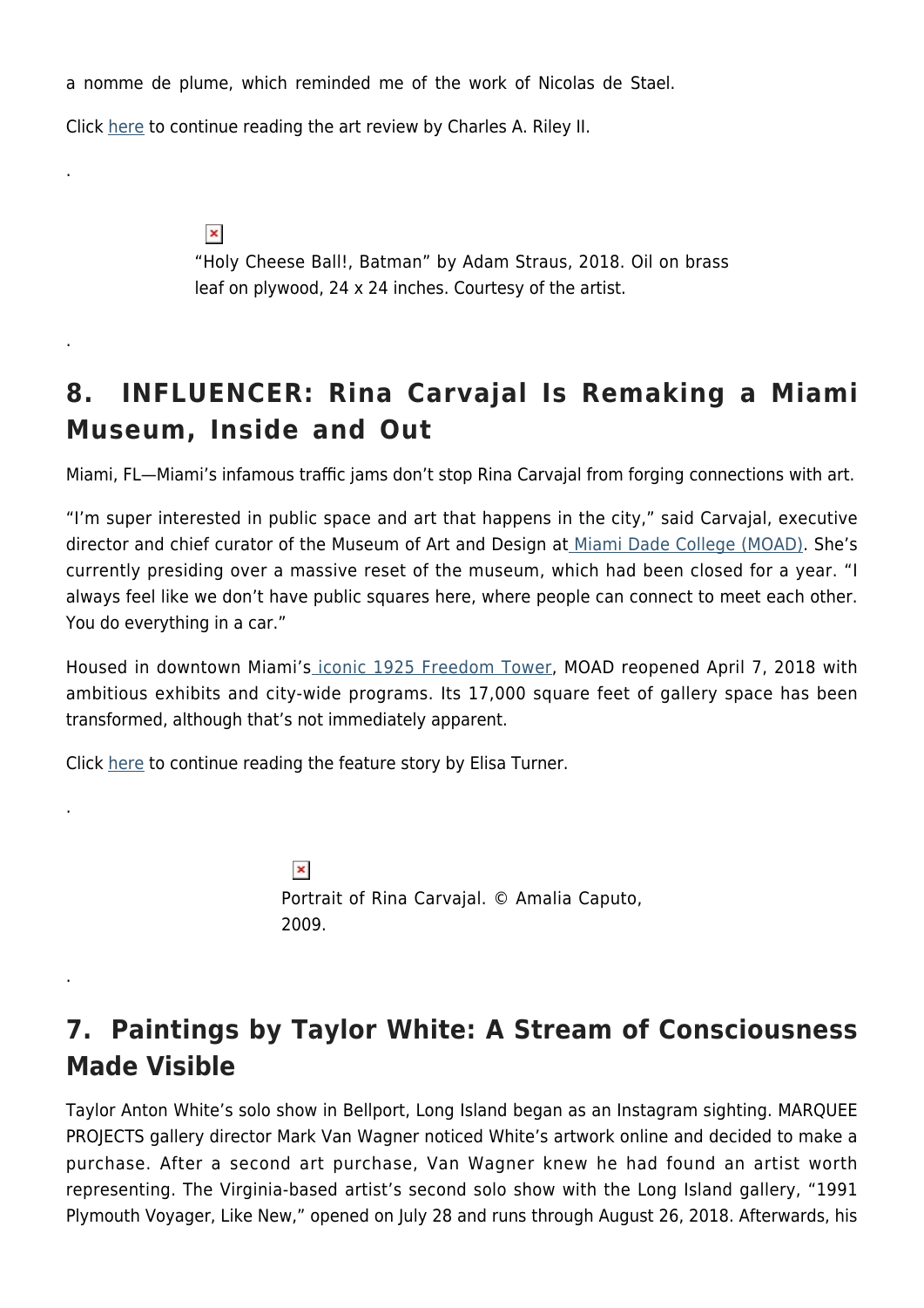a nomme de plume, which reminded me of the work of Nicolas de Stael.

Click here to continue reading the art review by Charles A. Riley II.

.

"Holy Cheese Ball!, Batman" by Adam Straus, 2018. Oil on brass leaf on plywood, 24 x 24 inches. Courtesy of the artist.

.

## 8. INFLUENCER: Rina Carvajal Is Remaking a Miami Museum, Inside and Out

Miami, FL—Miami's infamous traffic jams don't stop Rina Carvajal from forging connections with art.

"I'm super interested in public space and art that happens in the city," said Carvajal, executive director and chief curator of the Museum of Art and Design at Miami Dade College (MOAD). She's currently presiding over a massive reset of the museum, which had been closed for a year. "I always feel like we don't have public squares here, where people can connect to meet each other. You do everything in a car."

Housed in downtown Miami's iconic 1925 Freedom Tower, MOAD reopened April 7, 2018 with ambitious exhibits and city-wide programs. Its 17,000 square feet of gallery space has been transformed, although that's not immediately apparent.

Click here to continue reading the feature story by Elisa Turner.

.

Portrait of Rina Carvajal. © Amalia Caputo, 2009.

.

## 7. Paintings by Taylor White: A Stream of Consciousness Made Visible

Taylor Anton White's solo show in Bellport, Long Island began as an Instagram sighting. MARQUEE PROJECTS gallery director Mark Van Wagner noticed White's artwork online and decided to make a purchase. After a second art purchase, Van Wagner knew he had found an artist worth representing. The Virginia-based artist's second solo show with the Long Island gallery, "1991 Plymouth Voyager, Like New," opened on July 28 and runs through August 26, 2018. Afterwards, his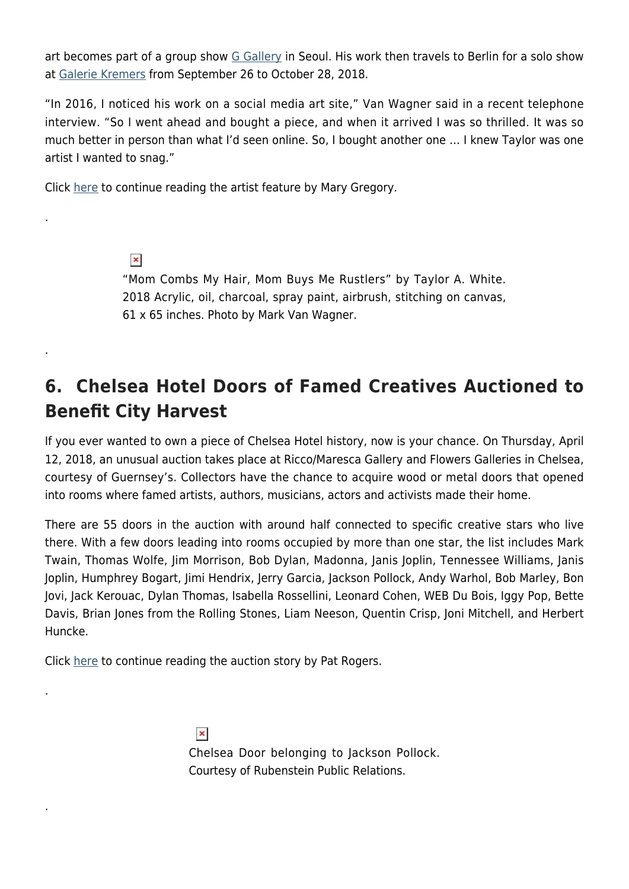art becomes part of a group show G Gallery in Seoul. His work then travels to Berlin for a solo show at Galerie Kremers from September 26 to October 28, 2018.

"In 2016, I noticed his work on a social media art site," Van Wagner said in a recent telephone interview. "So I went ahead and bought a piece, and when it arrived I was so thrilled. It was so much better in person than what I'd seen online. So, I bought another one … I knew Taylor was one artist I wanted to snag."

Click here to continue reading the artist feature by Mary Gregory.

.

"Mom Combs My Hair, Mom Buys Me Rustlers" by Taylor A. White. 2018 Acrylic, oil, charcoal, spray paint, airbrush, stitching on canvas, 61 x 65 inches. Photo by Mark Van Wagner.

.

## 6. Chelsea Hotel Doors of Famed Creatives Auctioned to Benefit City Harvest

If you ever wanted to own a piece of Chelsea Hotel history, now is your chance. On Thursday, April 12, 2018, an unusual auction takes place at Ricco/Maresca Gallery and Flowers Galleries in Chelsea, courtesy of Guernsey's. Collectors have the chance to acquire wood or metal doors that opened into rooms where famed artists, authors, musicians, actors and activists made their home.

There are 55 doors in the auction with around half connected to specific creative stars who live there. With a few doors leading into rooms occupied by more than one star, the list includes Mark Twain, Thomas Wolfe, Jim Morrison, Bob Dylan, Madonna, Janis Joplin, Tennessee Williams, Janis Joplin, Humphrey Bogart, Jimi Hendrix, Jerry Garcia, Jackson Pollock, Andy Warhol, Bob Marley, Bon Jovi, Jack Kerouac, Dylan Thomas, Isabella Rossellini, Leonard Cohen, WEB Du Bois, Iggy Pop, Bette Davis, Brian Jones from the Rolling Stones, Liam Neeson, Quentin Crisp, Joni Mitchell, and Herbert Huncke.

Click here to continue reading the auction story by Pat Rogers.

.

Chelsea Door belonging to Jackson Pollock. Courtesy of Rubenstein Public Relations.

.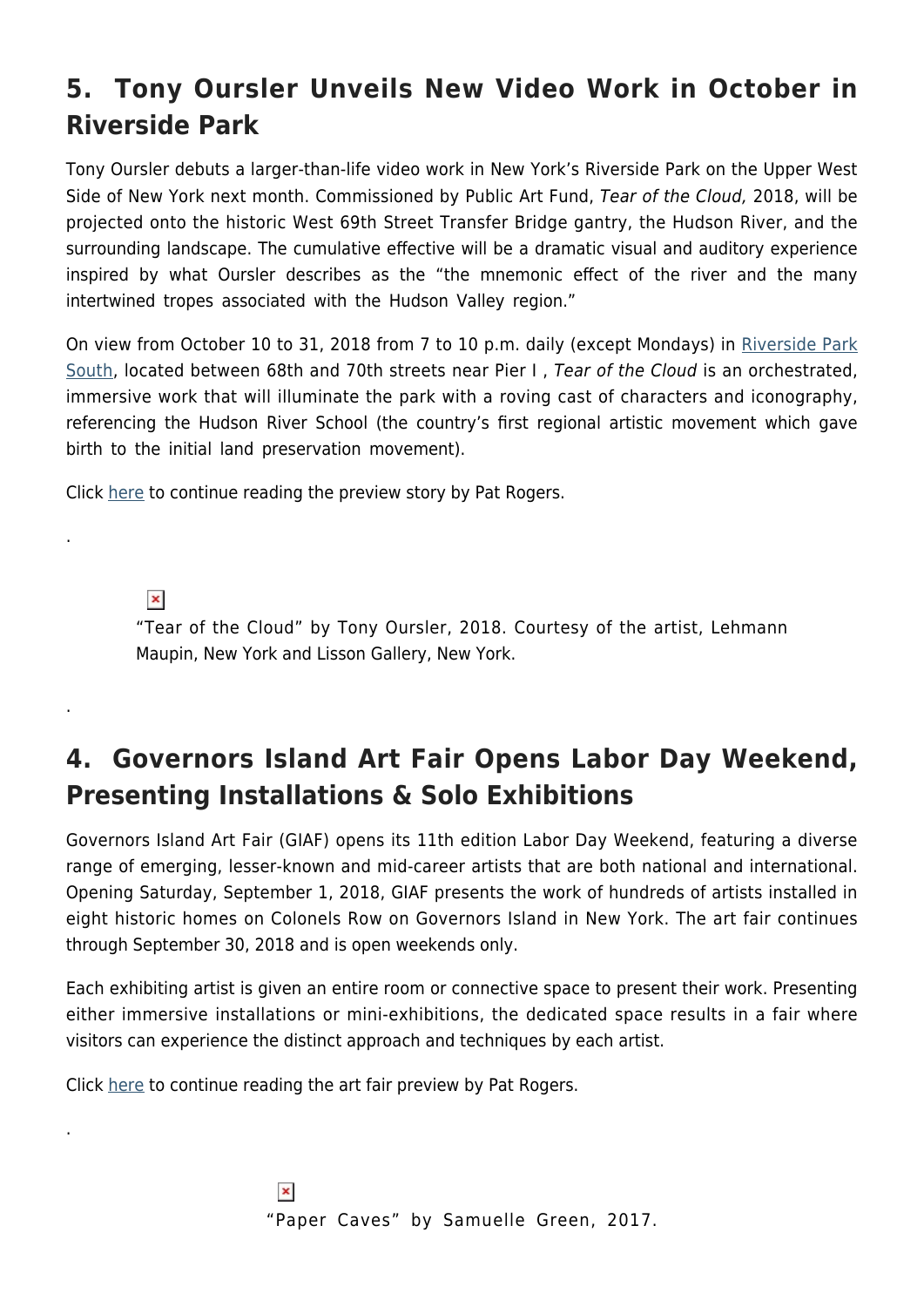## 5. Tony Oursler Unveils New Video Work in October in Riverside Park

Tony Oursler debuts a larger-than-life video work in New York's Riverside Park on the Upper West Side of New York next month. Commissioned by Public Art Fund, *Tear of the Cloud,* 2018, will be projected onto the historic West 69th Street Transfer Bridge gantry, the Hudson River, and the surrounding landscape. The cumulative effective will be a dramatic visual and auditory experience inspired by what Oursler describes as the "the mnemonic effect of the river and the many intertwined tropes associated with the Hudson Valley region."

On view from October 10 to 31, 2018 from 7 to 10 p.m. daily (except Mondays) in Riverside Park South, located between 68th and 70th streets near Pier I , *Tear of the Cloud* is an orchestrated, immersive work that will illuminate the park with a roving cast of characters and iconography, referencing the Hudson River School (the country's first regional artistic movement which gave birth to the initial land preservation movement).

Click here to continue reading the preview story by Pat Rogers.

.

"Tear of the Cloud" by Tony Oursler, 2018. Courtesy of the artist, Lehmann Maupin, New York and Lisson Gallery, New York.

.

## 4. Governors Island Art Fair Opens Labor Day Weekend, Presenting Installations & Solo Exhibitions

Governors Island Art Fair (GIAF) opens its 11th edition Labor Day Weekend, featuring a diverse range of emerging, lesser-known and mid-career artists that are both national and international. Opening Saturday, September 1, 2018, GIAF presents the work of hundreds of artists installed in eight historic homes on Colonels Row on Governors Island in New York. The art fair continues through September 30, 2018 and is open weekends only.

Each exhibiting artist is given an entire room or connective space to present their work. Presenting either immersive installations or mini-exhibitions, the dedicated space results in a fair where visitors can experience the distinct approach and techniques by each artist.

Click here to continue reading the art fair preview by Pat Rogers.

.

"Paper Caves" by Samuelle Green, 2017.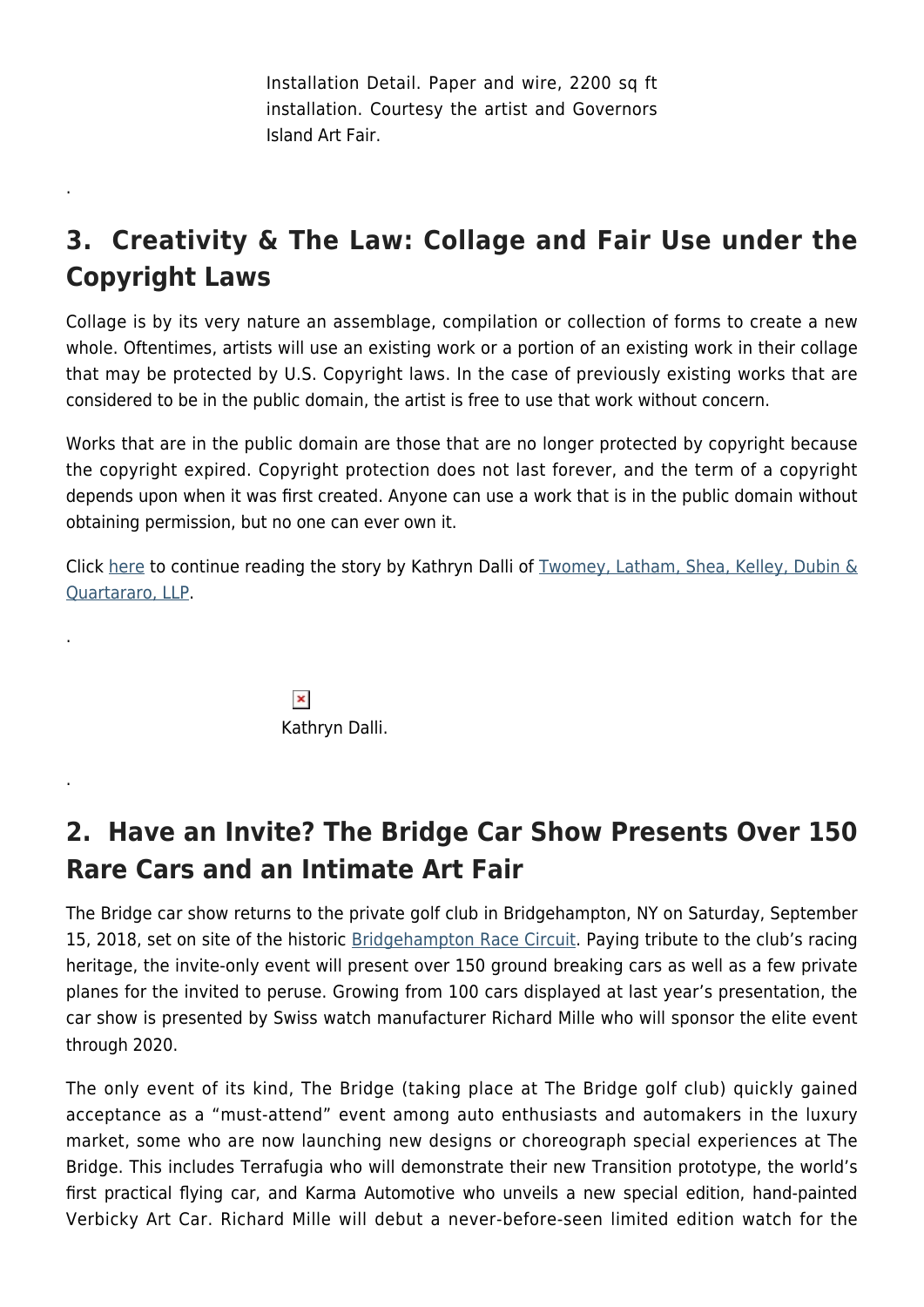Installation Detail. Paper and wire, 2200 sq ft installation. Courtesy the artist and Governors Island Art Fair.

.

## 3. Creativity & The Law: Collage and Fair Use under the Copyright Laws

Collage is by its very nature an assemblage, compilation or collection of forms to create a new whole. Oftentimes, artists will use an existing work or a portion of an existing work in their collage that may be protected by U.S. Copyright laws. In the case of previously existing works that are considered to be in the public domain, the artist is free to use that work without concern.

Works that are in the public domain are those that are no longer protected by copyright because the copyright expired. Copyright protection does not last forever, and the term of a copyright depends upon when it was first created. Anyone can use a work that is in the public domain without obtaining permission, but no one can ever own it.

Click here to continue reading the story by Kathryn Dalli of Twomey, Latham, Shea, Kelley, Dubin & Quartararo, LLP.

.

Kathryn Dalli.

.

## 2. Have an Invite? The Bridge Car Show Presents Over 150 Rare Cars and an Intimate Art Fair

The Bridge car show returns to the private golf club in Bridgehampton, NY on Saturday, September 15, 2018, set on site of the historic Bridgehampton Race Circuit. Paying tribute to the club's racing heritage, the invite-only event will present over 150 ground breaking cars as well as a few private planes for the invited to peruse. Growing from 100 cars displayed at last year's presentation, the car show is presented by Swiss watch manufacturer Richard Mille who will sponsor the elite event through 2020.

The only event of its kind, The Bridge (taking place at The Bridge golf club) quickly gained acceptance as a "must-attend" event among auto enthusiasts and automakers in the luxury market, some who are now launching new designs or choreograph special experiences at The Bridge. This includes Terrafugia who will demonstrate their new Transition prototype, the world's first practical flying car, and Karma Automotive who unveils a new special edition, hand-painted Verbicky Art Car. Richard Mille will debut a never-before-seen limited edition watch for the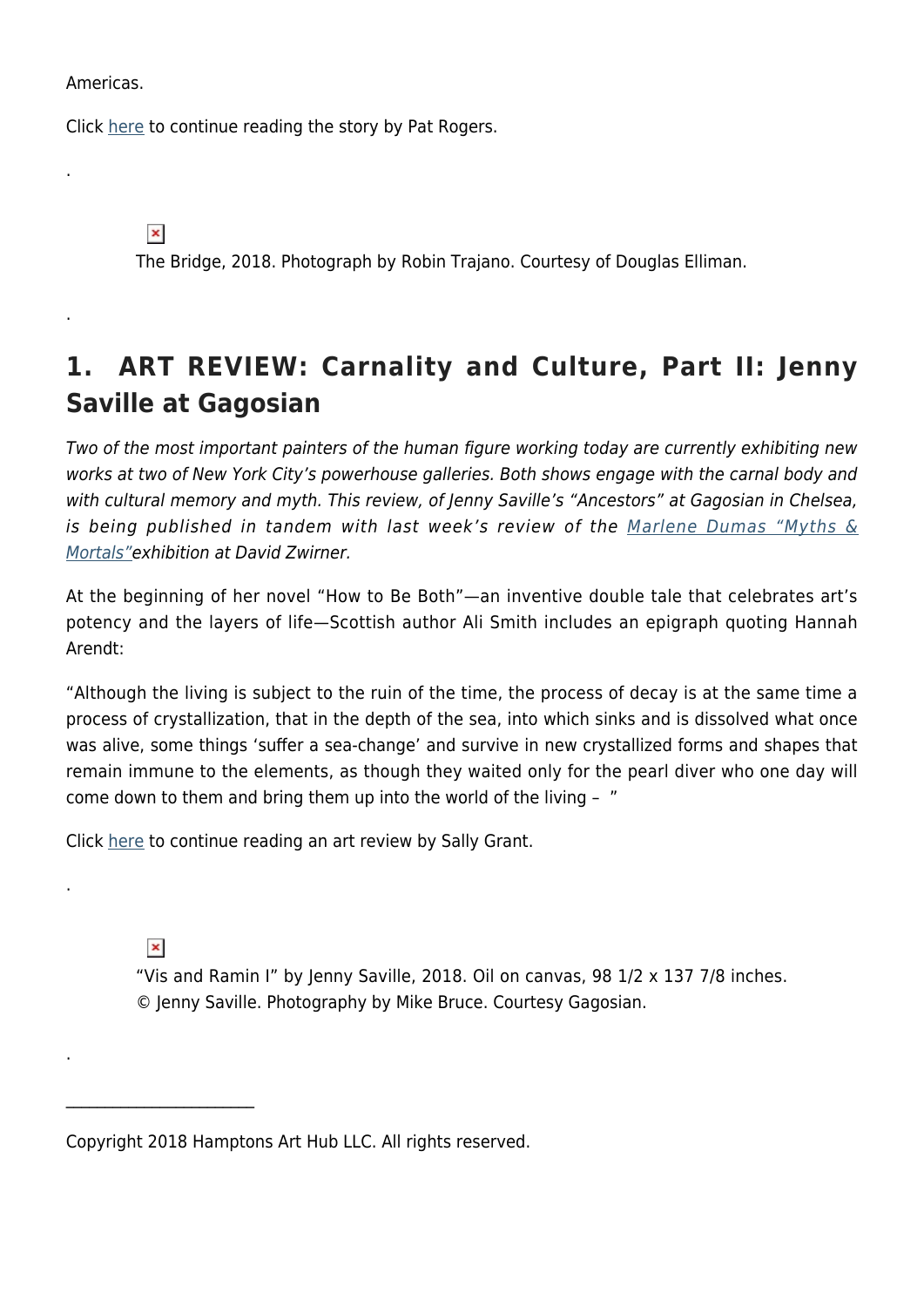Americas.

Click here to continue reading the story by Pat Rogers.

.

The Bridge, 2018. Photograph by Robin Trajano. Courtesy of Douglas Elliman.

.

## 1. ART REVIEW: Carnality and Culture, Part II: Jenny Saville at Gagosian

*Two of the most important painters of the human figure working today are currently exhibiting new works at two of New York City's powerhouse galleries. Both shows engage with the carnal body and with cultural memory and myth. This review, of Jenny Saville's "Ancestors" at Gagosian in Chelsea, is being published in tandem with last week's review of the Marlene Dumas "Myths & Mortals" exhibition at David Zwirner.*

At the beginning of her novel "How to Be Both"—an inventive double tale that celebrates art's potency and the layers of life—Scottish author Ali Smith includes an epigraph quoting Hannah Arendt:

"Although the living is subject to the ruin of the time, the process of decay is at the same time a process of crystallization, that in the depth of the sea, into which sinks and is dissolved what once was alive, some things 'suffer a sea-change' and survive in new crystallized forms and shapes that remain immune to the elements, as though they waited only for the pearl diver who one day will come down to them and bring them up into the world of the living – "

Click here to continue reading an art review by Sally Grant.

.

"Vis and Ramin I" by Jenny Saville, 2018. Oil on canvas, 98 1/2 x 137 7/8 inches. © Jenny Saville. Photography by Mike Bruce. Courtesy Gagosian.

.

---

Copyright 2018 Hamptons Art Hub LLC. All rights reserved.